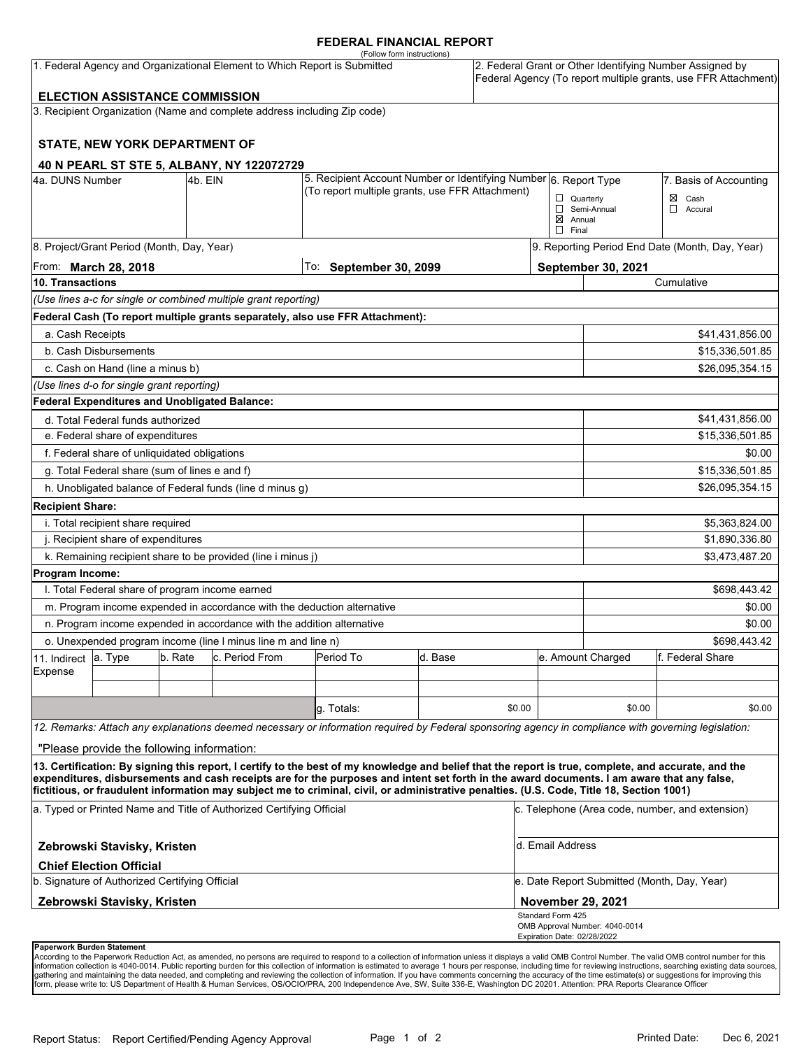# FEDERAL FINANCIAL REPORT

(Follow form instructions)

| 1. Federal Agency and Organizational Element to Which Report is Submitted | 2. Federal Grant or Other Identifying Number Assigned by Federal Agency (To report multiple grants, use FFR Attachment) |
|---|---|
| **ELECTION ASSISTANCE COMMISSION** | |

3. Recipient Organization (Name and complete address including Zip code)

**STATE, NEW YORK DEPARTMENT OF**

**40 N PEARL ST STE 5, ALBANY, NY 122072729**

| 4a. DUNS Number | 4b. EIN | 5. Recipient Account Number or Identifying Number (To report multiple grants, use FFR Attachment) | 6. Report Type | 7. Basis of Accounting |
|---|---|---|---|---|
| | | | ☐ Quarterly<br>☐ Semi-Annual<br>☒ Annual<br>☐ Final | ☒ Cash<br>☐ Accural |

| 8. Project/Grant Period (Month, Day, Year) | | 9. Reporting Period End Date (Month, Day, Year) |
|---|---|---|
| From: **March 28, 2018** | To: **September 30, 2099** | **September 30, 2021** |

| **10. Transactions** | Cumulative |
|---|---|
| *(Use lines a-c for single or combined multiple grant reporting)* | |
| **Federal Cash (To report multiple grants separately, also use FFR Attachment):** | |
| a. Cash Receipts | $41,431,856.00 |
| b. Cash Disbursements | $15,336,501.85 |
| c. Cash on Hand (line a minus b) | $26,095,354.15 |
| *(Use lines d-o for single grant reporting)* | |
| **Federal Expenditures and Unobligated Balance:** | |
| d. Total Federal funds authorized | $41,431,856.00 |
| e. Federal share of expenditures | $15,336,501.85 |
| f. Federal share of unliquidated obligations | $0.00 |
| g. Total Federal share (sum of lines e and f) | $15,336,501.85 |
| h. Unobligated balance of Federal funds (line d minus g) | $26,095,354.15 |
| **Recipient Share:** | |
| i. Total recipient share required | $5,363,824.00 |
| j. Recipient share of expenditures | $1,890,336.80 |
| k. Remaining recipient share to be provided (line i minus j) | $3,473,487.20 |
| **Program Income:** | |
| l. Total Federal share of program income earned | $698,443.42 |
| m. Program income expended in accordance with the deduction alternative | $0.00 |
| n. Program income expended in accordance with the addition alternative | $0.00 |
| o. Unexpended program income (line l minus line m and line n) | $698,443.42 |

| 11. Indirect Expense | a. Type | b. Rate | c. Period From | Period To | d. Base | e. Amount Charged | f. Federal Share |
|---|---|---|---|---|---|---|---|
| | | | | | | | |
| | | | | | | | |
| | | | | g. Totals: | $0.00 | $0.00 | $0.00 |

*12. Remarks: Attach any explanations deemed necessary or information required by Federal sponsoring agency in compliance with governing legislation:*

"Please provide the following information:

**13. Certification: By signing this report, I certify to the best of my knowledge and belief that the report is true, complete, and accurate, and the expenditures, disbursements and cash receipts are for the purposes and intent set forth in the award documents. I am aware that any false, fictitious, or fraudulent information may subject me to criminal, civil, or administrative penalties. (U.S. Code, Title 18, Section 1001)**

| a. Typed or Printed Name and Title of Authorized Certifying Official | c. Telephone (Area code, number, and extension) |
|---|---|
| **Zebrowski Stavisky, Kristen**<br>**Chief Election Official** | d. Email Address |
| b. Signature of Authorized Certifying Official | e. Date Report Submitted (Month, Day, Year) |
| **Zebrowski Stavisky, Kristen** | **November 29, 2021** |

Standard Form 425
OMB Approval Number: 4040-0014
Expiration Date: 02/28/2022

**Paperwork Burden Statement**
According to the Paperwork Reduction Act, as amended, no persons are required to respond to a collection of information unless it displays a valid OMB Control Number. The valid OMB control number for this information collection is 4040-0014. Public reporting burden for this collection of information is estimated to average 1 hours per response, including time for reviewing instructions, searching existing data sources, gathering and maintaining the data needed, and completing and reviewing the collection of information. If you have comments concerning the accuracy of the time estimate(s) or suggestions for improving this form, please write to: US Department of Health & Human Services, OS/OCIO/PRA, 200 Independence Ave, SW, Suite 336-E, Washington DC 20201. Attention: PRA Reports Clearance Officer

Report Status: Report Certified/Pending Agency Approval    Printed Date: Dec 6, 2021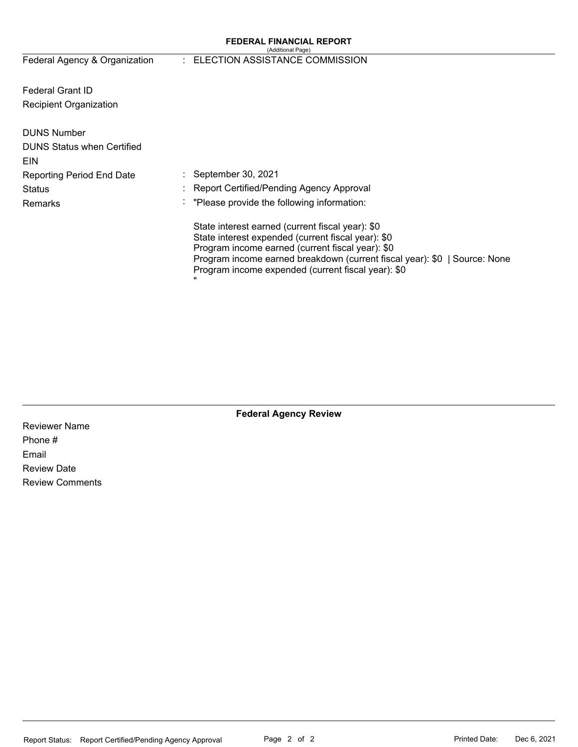## FEDERAL FINANCIAL REPORT

(Additional Page)

| | |
|---|---|
| Federal Agency & Organization | : ELECTION ASSISTANCE COMMISSION |
| Federal Grant ID | |
| Recipient Organization | |
| DUNS Number | |
| DUNS Status when Certified | |
| EIN | |
| Reporting Period End Date | : September 30, 2021 |
| Status | : Report Certified/Pending Agency Approval |
| Remarks | : "Please provide the following information: |

State interest earned (current fiscal year): $0
State interest expended (current fiscal year): $0
Program income earned (current fiscal year): $0
Program income earned breakdown (current fiscal year): $0 | Source: None
Program income expended (current fiscal year): $0
"

### Federal Agency Review

Reviewer Name
Phone #
Email
Review Date
Review Comments

Report Status: Report Certified/Pending Agency Approval

Printed Date: Dec 6, 2021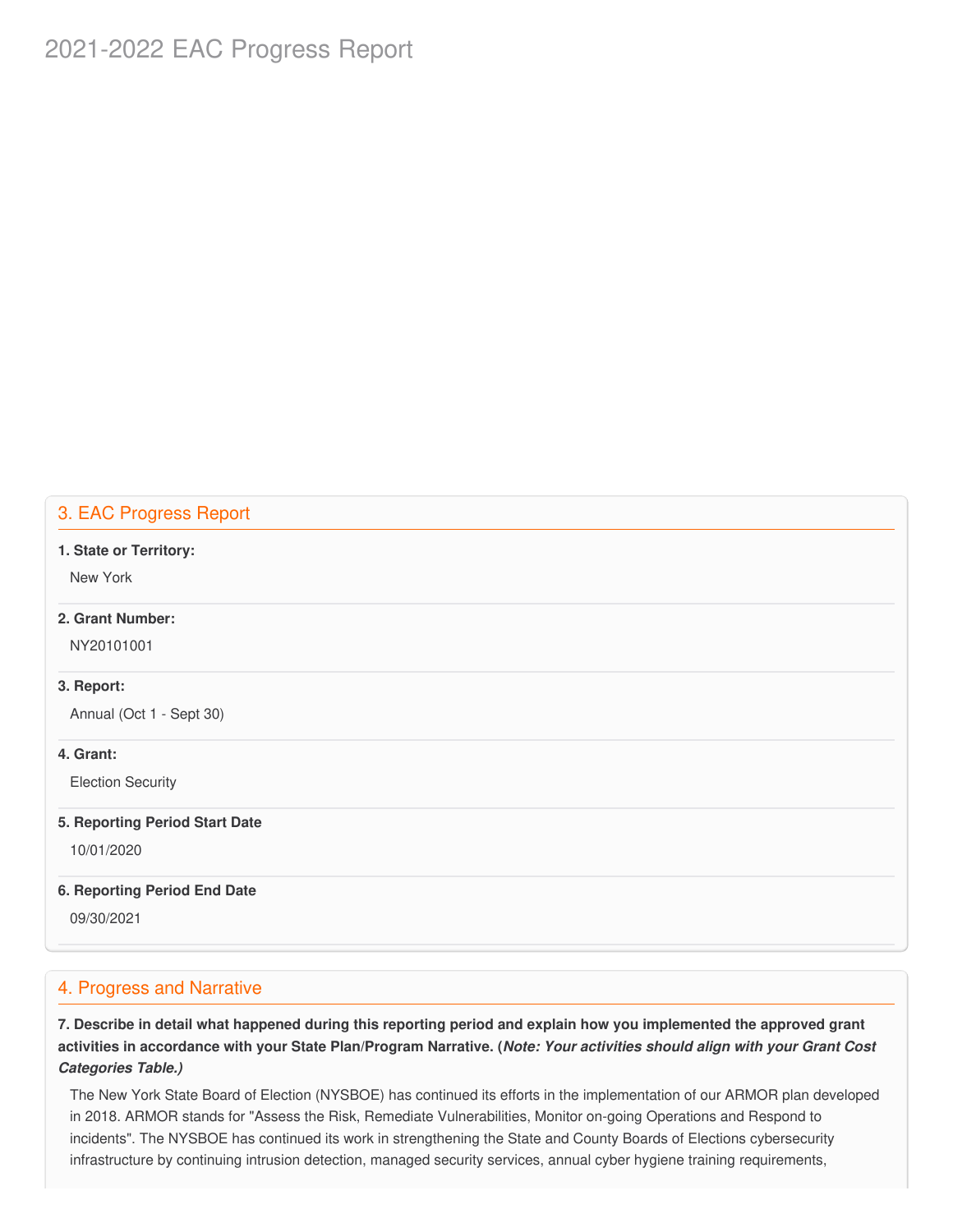# 2021-2022 EAC Progress Report

## 3. EAC Progress Report

**1. State or Territory:**

New York

**2. Grant Number:**

NY20101001

**3. Report:**

Annual (Oct 1 - Sept 30)

**4. Grant:**

Election Security

**5. Reporting Period Start Date**

10/01/2020

**6. Reporting Period End Date**

09/30/2021

## 4. Progress and Narrative

**7. Describe in detail what happened during this reporting period and explain how you implemented the approved grant activities in accordance with your State Plan/Program Narrative. (*Note: Your activities should align with your Grant Cost Categories Table.)***

The New York State Board of Election (NYSBOE) has continued its efforts in the implementation of our ARMOR plan developed in 2018. ARMOR stands for "Assess the Risk, Remediate Vulnerabilities, Monitor on-going Operations and Respond to incidents". The NYSBOE has continued its work in strengthening the State and County Boards of Elections cybersecurity infrastructure by continuing intrusion detection, managed security services, annual cyber hygiene training requirements,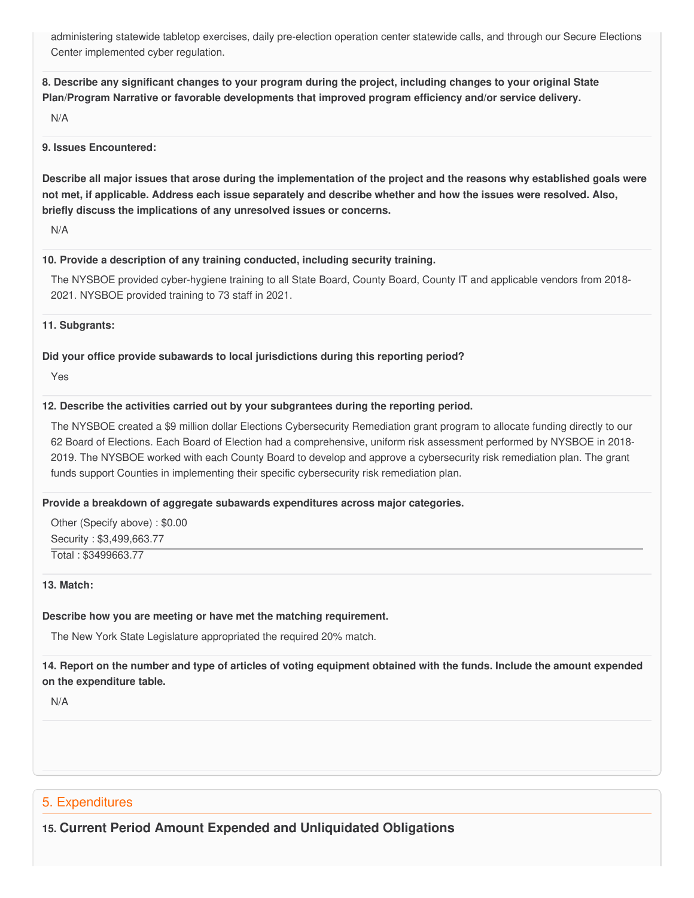administering statewide tabletop exercises, daily pre-election operation center statewide calls, and through our Secure Elections Center implemented cyber regulation.

**8. Describe any significant changes to your program during the project, including changes to your original State Plan/Program Narrative or favorable developments that improved program efficiency and/or service delivery.**

N/A

**9. Issues Encountered:**

**Describe all major issues that arose during the implementation of the project and the reasons why established goals were not met, if applicable. Address each issue separately and describe whether and how the issues were resolved. Also, briefly discuss the implications of any unresolved issues or concerns.**

N/A

**10. Provide a description of any training conducted, including security training.**

The NYSBOE provided cyber-hygiene training to all State Board, County Board, County IT and applicable vendors from 2018-2021. NYSBOE provided training to 73 staff in 2021.

**11. Subgrants:**

**Did your office provide subawards to local jurisdictions during this reporting period?**

Yes

**12. Describe the activities carried out by your subgrantees during the reporting period.**

The NYSBOE created a $9 million dollar Elections Cybersecurity Remediation grant program to allocate funding directly to our 62 Board of Elections. Each Board of Election had a comprehensive, uniform risk assessment performed by NYSBOE in 2018-2019. The NYSBOE worked with each County Board to develop and approve a cybersecurity risk remediation plan. The grant funds support Counties in implementing their specific cybersecurity risk remediation plan.

**Provide a breakdown of aggregate subawards expenditures across major categories.**

Other (Specify above) : $0.00
Security : $3,499,663.77
Total : $3499663.77

**13. Match:**

**Describe how you are meeting or have met the matching requirement.**

The New York State Legislature appropriated the required 20% match.

**14. Report on the number and type of articles of voting equipment obtained with the funds. Include the amount expended on the expenditure table.**

N/A

## 5. Expenditures

### 15. Current Period Amount Expended and Unliquidated Obligations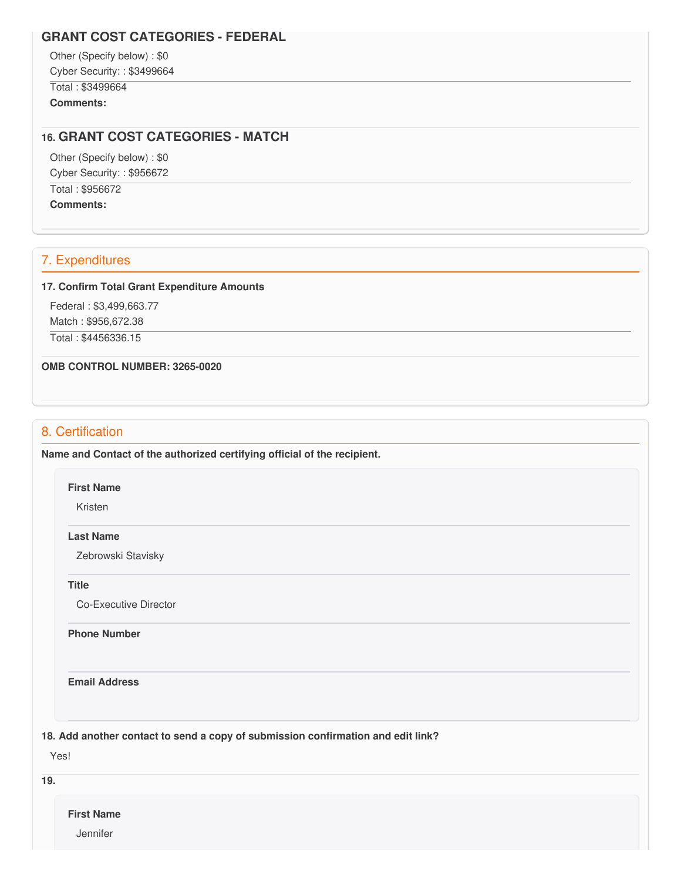## GRANT COST CATEGORIES - FEDERAL

Other (Specify below) : $0

Cyber Security: : $3499664

Total : $3499664

**Comments:**

## 16. GRANT COST CATEGORIES - MATCH

Other (Specify below) : $0

Cyber Security: : $956672

Total : $956672

**Comments:**

## 7. Expenditures

**17. Confirm Total Grant Expenditure Amounts**

Federal : $3,499,663.77

Match : $956,672.38

Total : $4456336.15

**OMB CONTROL NUMBER: 3265-0020**

## 8. Certification

**Name and Contact of the authorized certifying official of the recipient.**

**First Name**

Kristen

**Last Name**

Zebrowski Stavisky

**Title**

Co-Executive Director

**Phone Number**

**Email Address**

**18. Add another contact to send a copy of submission confirmation and edit link?**

Yes!

**19.**

**First Name**

Jennifer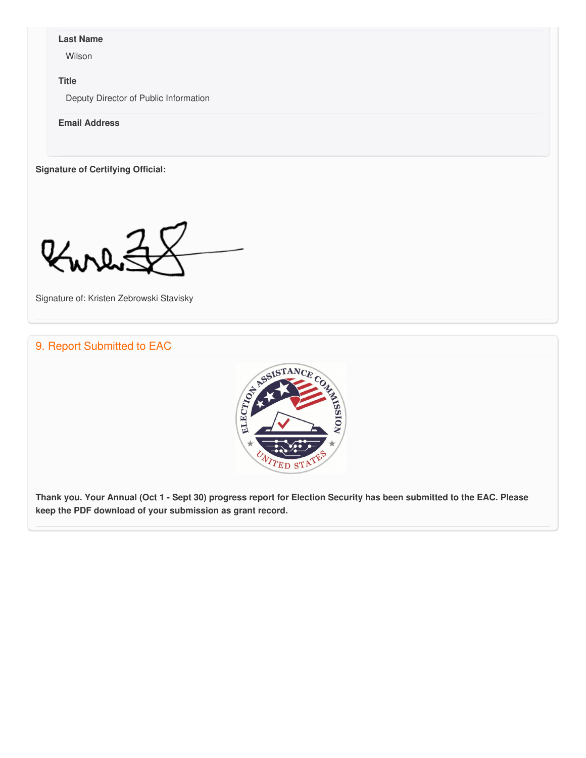**Last Name**

Wilson

**Title**

Deputy Director of Public Information

**Email Address**

**Signature of Certifying Official:**

Signature of: Kristen Zebrowski Stavisky

## 9. Report Submitted to EAC

**Thank you. Your Annual (Oct 1 - Sept 30) progress report for Election Security has been submitted to the EAC. Please keep the PDF download of your submission as grant record.**